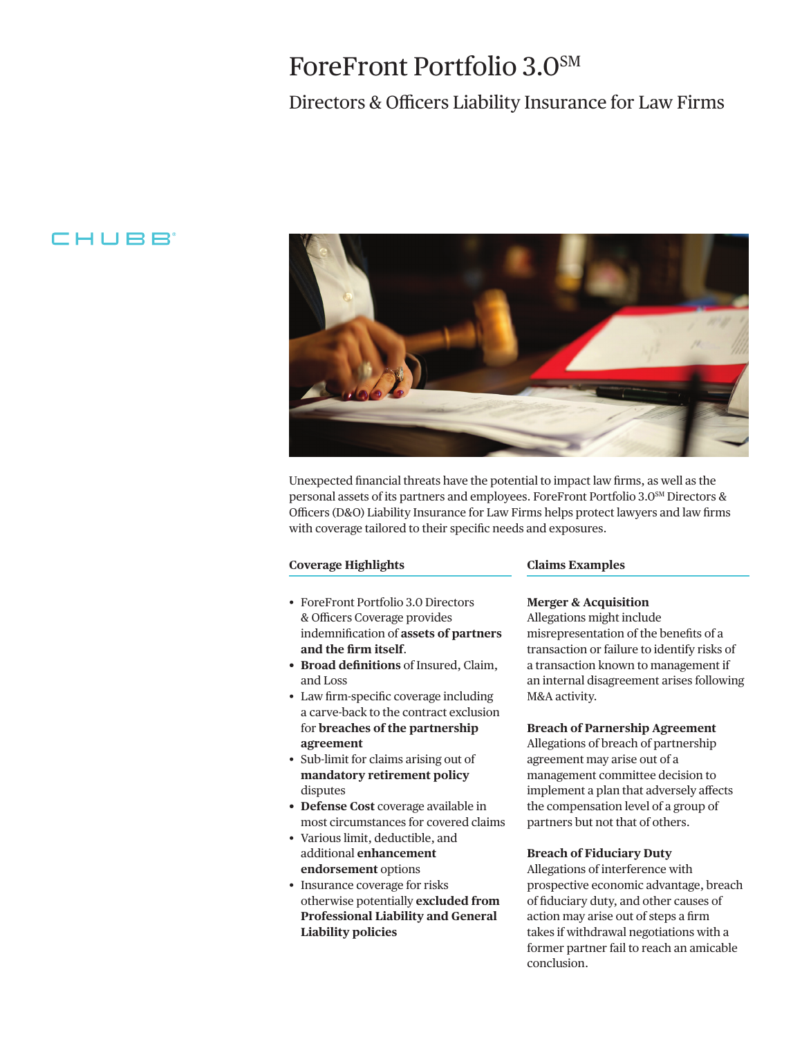# ForeFront Portfolio 3.0℠

## Directors & Officers Liability Insurance for Law Firms

CHUBB®

Unexpected financial threats have the potential to impact law firms, as well as the personal assets of its partners and employees. ForeFront Portfolio 3.0℠ Directors & Officers (D&O) Liability Insurance for Law Firms helps protect lawyers and law firms with coverage tailored to their specific needs and exposures.

### Coverage Highlights

- ForeFront Portfolio 3.0 Directors & Officers Coverage provides indemnification of **assets of partners and the firm itself**.
- **Broad definitions** of Insured, Claim, and Loss
- Law firm-specific coverage including a carve-back to the contract exclusion for **breaches of the partnership agreement**
- Sub-limit for claims arising out of **mandatory retirement policy** disputes
- **Defense Cost** coverage available in most circumstances for covered claims
- Various limit, deductible, and additional **enhancement endorsement** options
- Insurance coverage for risks otherwise potentially **excluded from Professional Liability and General Liability policies**

### Claims Examples

**Merger & Acquisition**
Allegations might include misrepresentation of the benefits of a transaction or failure to identify risks of a transaction known to management if an internal disagreement arises following M&A activity.

**Breach of Parnership Agreement**
Allegations of breach of partnership agreement may arise out of a management committee decision to implement a plan that adversely affects the compensation level of a group of partners but not that of others.

**Breach of Fiduciary Duty**
Allegations of interference with prospective economic advantage, breach of fiduciary duty, and other causes of action may arise out of steps a firm takes if withdrawal negotiations with a former partner fail to reach an amicable conclusion.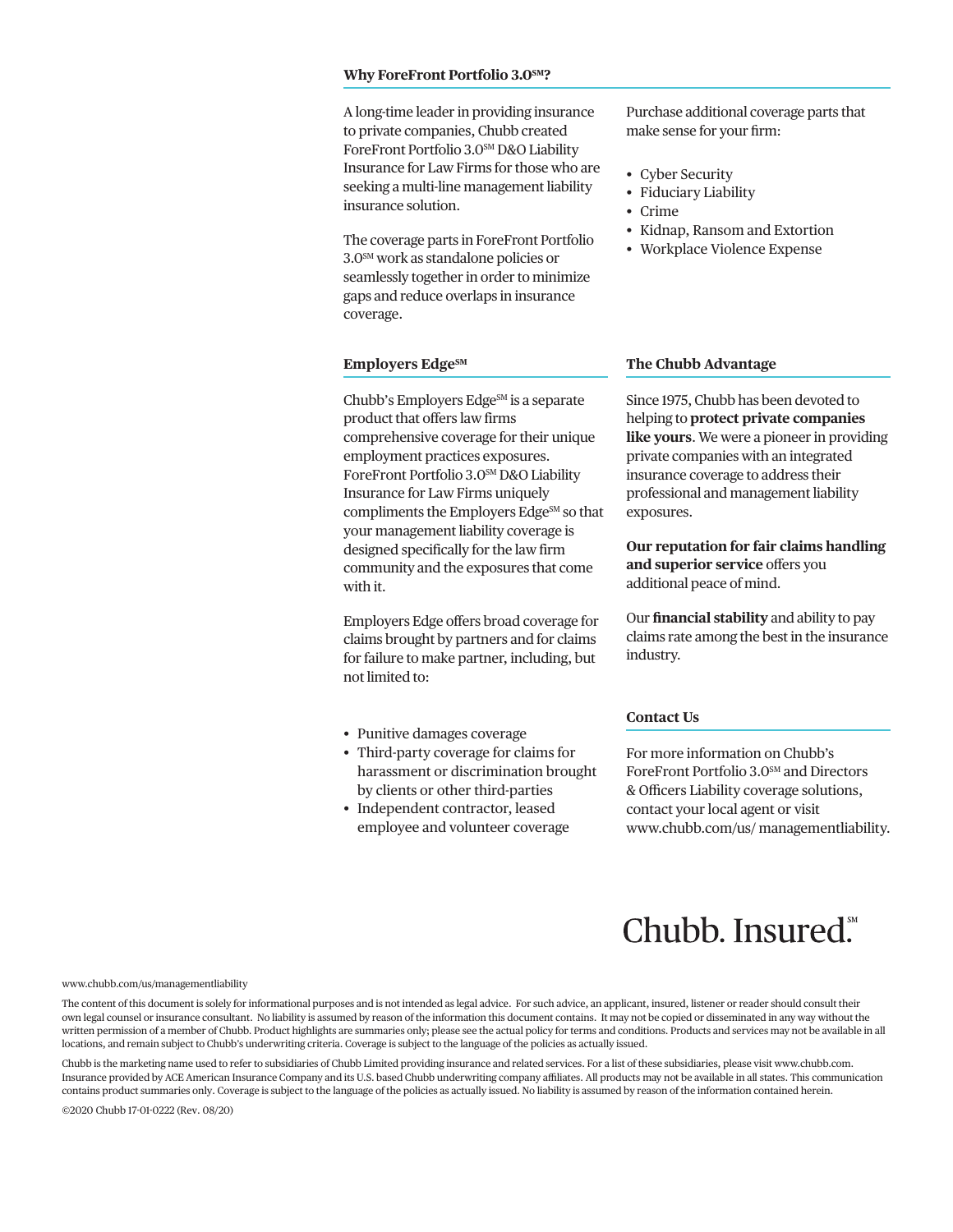### Why ForeFront Portfolio 3.0℠?

A long-time leader in providing insurance to private companies, Chubb created ForeFront Portfolio 3.0℠ D&O Liability Insurance for Law Firms for those who are seeking a multi-line management liability insurance solution.

The coverage parts in ForeFront Portfolio 3.0℠ work as standalone policies or seamlessly together in order to minimize gaps and reduce overlaps in insurance coverage.

Purchase additional coverage parts that make sense for your firm:

- Cyber Security
- Fiduciary Liability
- Crime
- Kidnap, Ransom and Extortion
- Workplace Violence Expense

### Employers Edge℠

Chubb's Employers Edge℠ is a separate product that offers law firms comprehensive coverage for their unique employment practices exposures. ForeFront Portfolio 3.0℠ D&O Liability Insurance for Law Firms uniquely compliments the Employers Edge℠ so that your management liability coverage is designed specifically for the law firm community and the exposures that come with it.

Employers Edge offers broad coverage for claims brought by partners and for claims for failure to make partner, including, but not limited to:

- Punitive damages coverage
- Third-party coverage for claims for harassment or discrimination brought by clients or other third-parties
- Independent contractor, leased employee and volunteer coverage

### The Chubb Advantage

Since 1975, Chubb has been devoted to helping to **protect private companies like yours**. We were a pioneer in providing private companies with an integrated insurance coverage to address their professional and management liability exposures.

**Our reputation for fair claims handling and superior service** offers you additional peace of mind.

Our **financial stability** and ability to pay claims rate among the best in the insurance industry.

### Contact Us

For more information on Chubb's ForeFront Portfolio 3.0℠ and Directors & Officers Liability coverage solutions, contact your local agent or visit www.chubb.com/us/ managementliability.

Chubb. Insured.℠

www.chubb.com/us/managementliability

The content of this document is solely for informational purposes and is not intended as legal advice. For such advice, an applicant, insured, listener or reader should consult their own legal counsel or insurance consultant. No liability is assumed by reason of the information this document contains. It may not be copied or disseminated in any way without the written permission of a member of Chubb. Product highlights are summaries only; please see the actual policy for terms and conditions. Products and services may not be available in all locations, and remain subject to Chubb's underwriting criteria. Coverage is subject to the language of the policies as actually issued.

Chubb is the marketing name used to refer to subsidiaries of Chubb Limited providing insurance and related services. For a list of these subsidiaries, please visit www.chubb.com. Insurance provided by ACE American Insurance Company and its U.S. based Chubb underwriting company affiliates. All products may not be available in all states. This communication contains product summaries only. Coverage is subject to the language of the policies as actually issued. No liability is assumed by reason of the information contained herein.

©2020 Chubb 17-01-0222 (Rev. 08/20)